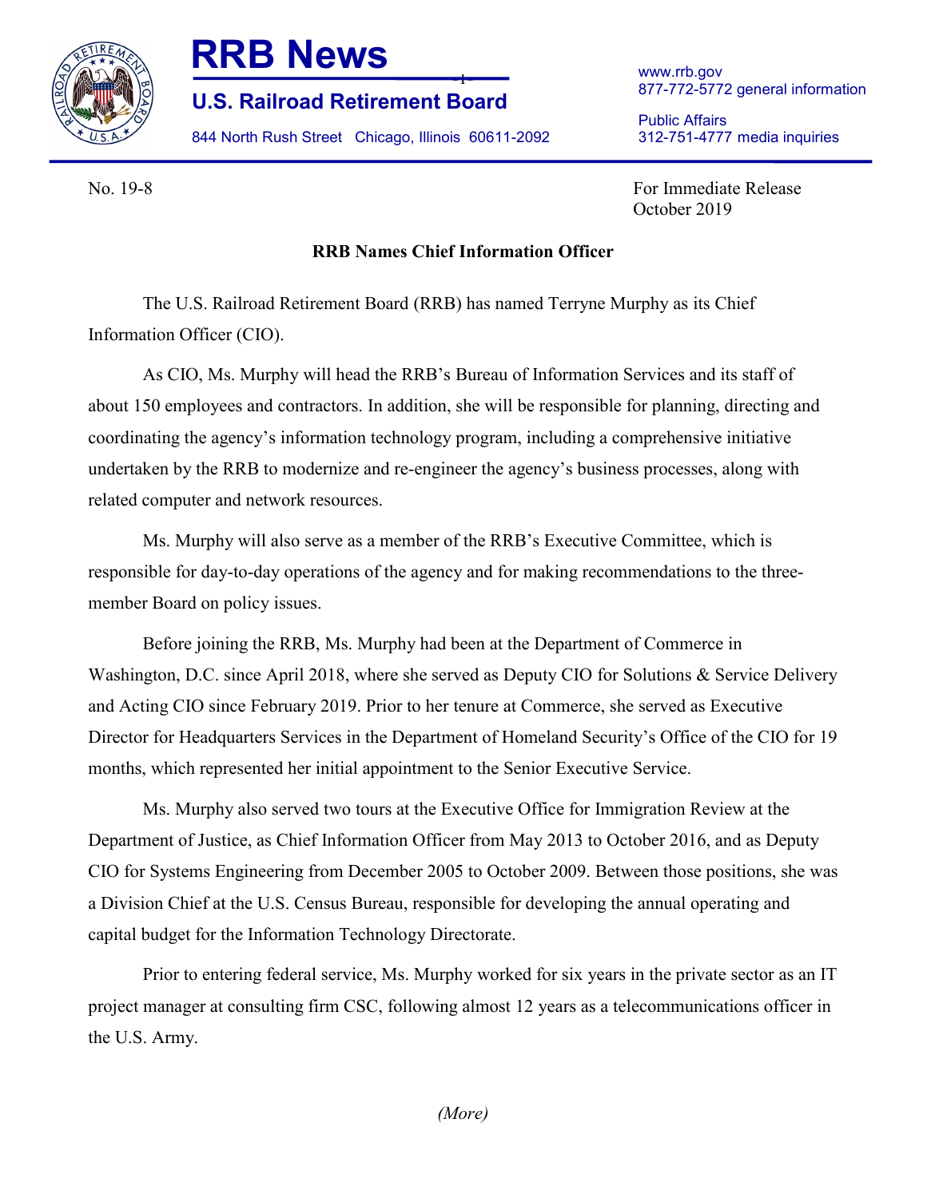# RRB News

## U.S. Railroad Retirement Board

844 North Rush Street Chicago, Illinois 60611-2092

www.rrb.gov
877-772-5772 general information

Public Affairs
312-751-4777 media inquiries

No. 19-8

For Immediate Release
October 2019

**RRB Names Chief Information Officer**

The U.S. Railroad Retirement Board (RRB) has named Terryne Murphy as its Chief Information Officer (CIO).

As CIO, Ms. Murphy will head the RRB's Bureau of Information Services and its staff of about 150 employees and contractors. In addition, she will be responsible for planning, directing and coordinating the agency's information technology program, including a comprehensive initiative undertaken by the RRB to modernize and re-engineer the agency's business processes, along with related computer and network resources.

Ms. Murphy will also serve as a member of the RRB's Executive Committee, which is responsible for day-to-day operations of the agency and for making recommendations to the three-member Board on policy issues.

Before joining the RRB, Ms. Murphy had been at the Department of Commerce in Washington, D.C. since April 2018, where she served as Deputy CIO for Solutions & Service Delivery and Acting CIO since February 2019. Prior to her tenure at Commerce, she served as Executive Director for Headquarters Services in the Department of Homeland Security's Office of the CIO for 19 months, which represented her initial appointment to the Senior Executive Service.

Ms. Murphy also served two tours at the Executive Office for Immigration Review at the Department of Justice, as Chief Information Officer from May 2013 to October 2016, and as Deputy CIO for Systems Engineering from December 2005 to October 2009. Between those positions, she was a Division Chief at the U.S. Census Bureau, responsible for developing the annual operating and capital budget for the Information Technology Directorate.

Prior to entering federal service, Ms. Murphy worked for six years in the private sector as an IT project manager at consulting firm CSC, following almost 12 years as a telecommunications officer in the U.S. Army.

*(More)*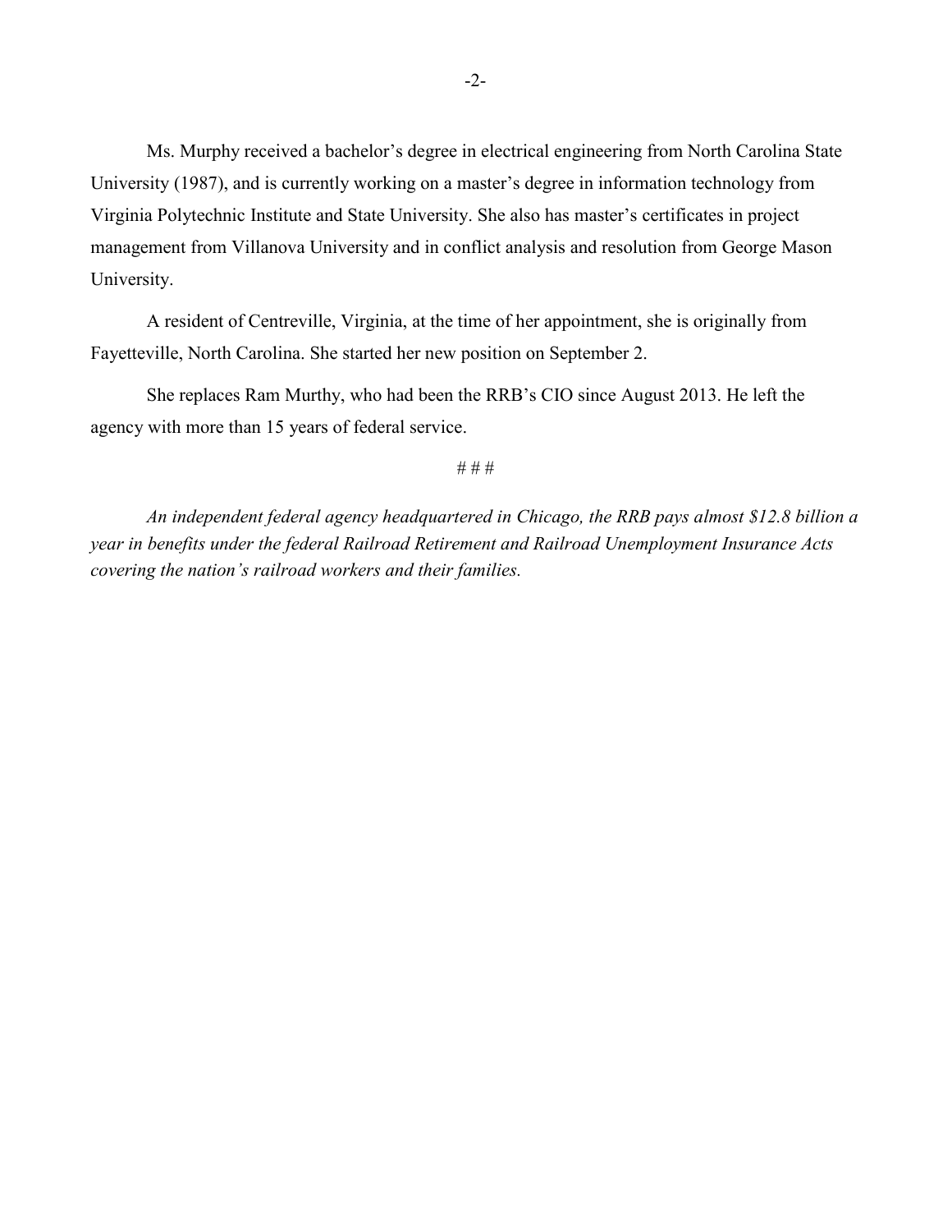Ms. Murphy received a bachelor's degree in electrical engineering from North Carolina State University (1987), and is currently working on a master's degree in information technology from Virginia Polytechnic Institute and State University. She also has master's certificates in project management from Villanova University and in conflict analysis and resolution from George Mason University.

A resident of Centreville, Virginia, at the time of her appointment, she is originally from Fayetteville, North Carolina. She started her new position on September 2.

She replaces Ram Murthy, who had been the RRB's CIO since August 2013. He left the agency with more than 15 years of federal service.

# # #

*An independent federal agency headquartered in Chicago, the RRB pays almost $12.8 billion a year in benefits under the federal Railroad Retirement and Railroad Unemployment Insurance Acts covering the nation's railroad workers and their families.*